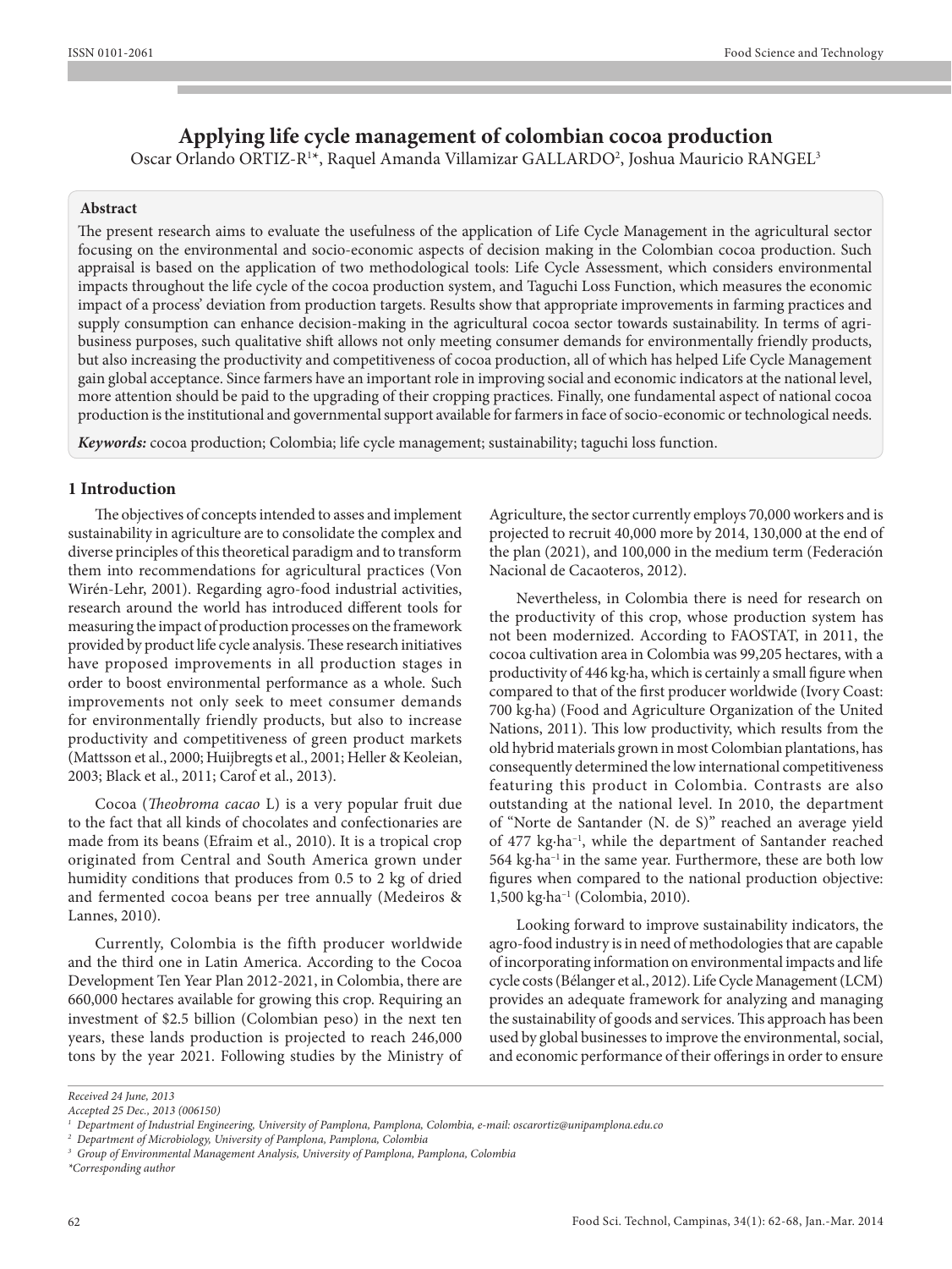# Applying life cycle management of colombian cocoa production

Oscar Orlando ORTIZ-R[1*], Raquel Amanda Villamizar GALLARDO[2], Joshua Mauricio RANGEL[3]

## Abstract

The present research aims to evaluate the usefulness of the application of Life Cycle Management in the agricultural sector focusing on the environmental and socio-economic aspects of decision making in the Colombian cocoa production. Such appraisal is based on the application of two methodological tools: Life Cycle Assessment, which considers environmental impacts throughout the life cycle of the cocoa production system, and Taguchi Loss Function, which measures the economic impact of a process' deviation from production targets. Results show that appropriate improvements in farming practices and supply consumption can enhance decision-making in the agricultural cocoa sector towards sustainability. In terms of agri-business purposes, such qualitative shift allows not only meeting consumer demands for environmentally friendly products, but also increasing the productivity and competitiveness of cocoa production, all of which has helped Life Cycle Management gain global acceptance. Since farmers have an important role in improving social and economic indicators at the national level, more attention should be paid to the upgrading of their cropping practices. Finally, one fundamental aspect of national cocoa production is the institutional and governmental support available for farmers in face of socio-economic or technological needs.

***Keywords:*** cocoa production; Colombia; life cycle management; sustainability; taguchi loss function.

## 1 Introduction

The objectives of concepts intended to asses and implement sustainability in agriculture are to consolidate the complex and diverse principles of this theoretical paradigm and to transform them into recommendations for agricultural practices (Von Wirén-Lehr, 2001). Regarding agro-food industrial activities, research around the world has introduced different tools for measuring the impact of production processes on the framework provided by product life cycle analysis. These research initiatives have proposed improvements in all production stages in order to boost environmental performance as a whole. Such improvements not only seek to meet consumer demands for environmentally friendly products, but also to increase productivity and competitiveness of green product markets (Mattsson et al., 2000; Huijbregts et al., 2001; Heller & Keoleian, 2003; Black et al., 2011; Carof et al., 2013).

Cocoa (*Theobroma cacao* L) is a very popular fruit due to the fact that all kinds of chocolates and confectionaries are made from its beans (Efraim et al., 2010). It is a tropical crop originated from Central and South America grown under humidity conditions that produces from 0.5 to 2 kg of dried and fermented cocoa beans per tree annually (Medeiros & Lannes, 2010).

Currently, Colombia is the fifth producer worldwide and the third one in Latin America. According to the Cocoa Development Ten Year Plan 2012-2021, in Colombia, there are 660,000 hectares available for growing this crop. Requiring an investment of $2.5 billion (Colombian peso) in the next ten years, these lands production is projected to reach 246,000 tons by the year 2021. Following studies by the Ministry of Agriculture, the sector currently employs 70,000 workers and is projected to recruit 40,000 more by 2014, 130,000 at the end of the plan (2021), and 100,000 in the medium term (Federación Nacional de Cacaoteros, 2012).

Nevertheless, in Colombia there is need for research on the productivity of this crop, whose production system has not been modernized. According to FAOSTAT, in 2011, the cocoa cultivation area in Colombia was 99,205 hectares, with a productivity of 446 kg·ha, which is certainly a small figure when compared to that of the first producer worldwide (Ivory Coast: 700 kg·ha) (Food and Agriculture Organization of the United Nations, 2011). This low productivity, which results from the old hybrid materials grown in most Colombian plantations, has consequently determined the low international competitiveness featuring this product in Colombia. Contrasts are also outstanding at the national level. In 2010, the department of "Norte de Santander (N. de S)" reached an average yield of 477 $kg{\cdot}ha^{-1}$, while the department of Santander reached 564 $kg{\cdot}ha^{-1}$ in the same year. Furthermore, these are both low figures when compared to the national production objective: 1,500 $kg{\cdot}ha^{-1}$ (Colombia, 2010).

Looking forward to improve sustainability indicators, the agro-food industry is in need of methodologies that are capable of incorporating information on environmental impacts and life cycle costs (Bélanger et al., 2012). Life Cycle Management (LCM) provides an adequate framework for analyzing and managing the sustainability of goods and services. This approach has been used by global businesses to improve the environmental, social, and economic performance of their offerings in order to ensure

*Received 24 June, 2013*
*Accepted 25 Dec., 2013 (006150)*
[1] Department of Industrial Engineering, University of Pamplona, Pamplona, Colombia, e-mail: oscarortiz@unipamplona.edu.co
[2] Department of Microbiology, University of Pamplona, Pamplona, Colombia
[3] Group of Environmental Management Analysis, University of Pamplona, Pamplona, Colombia
*Corresponding author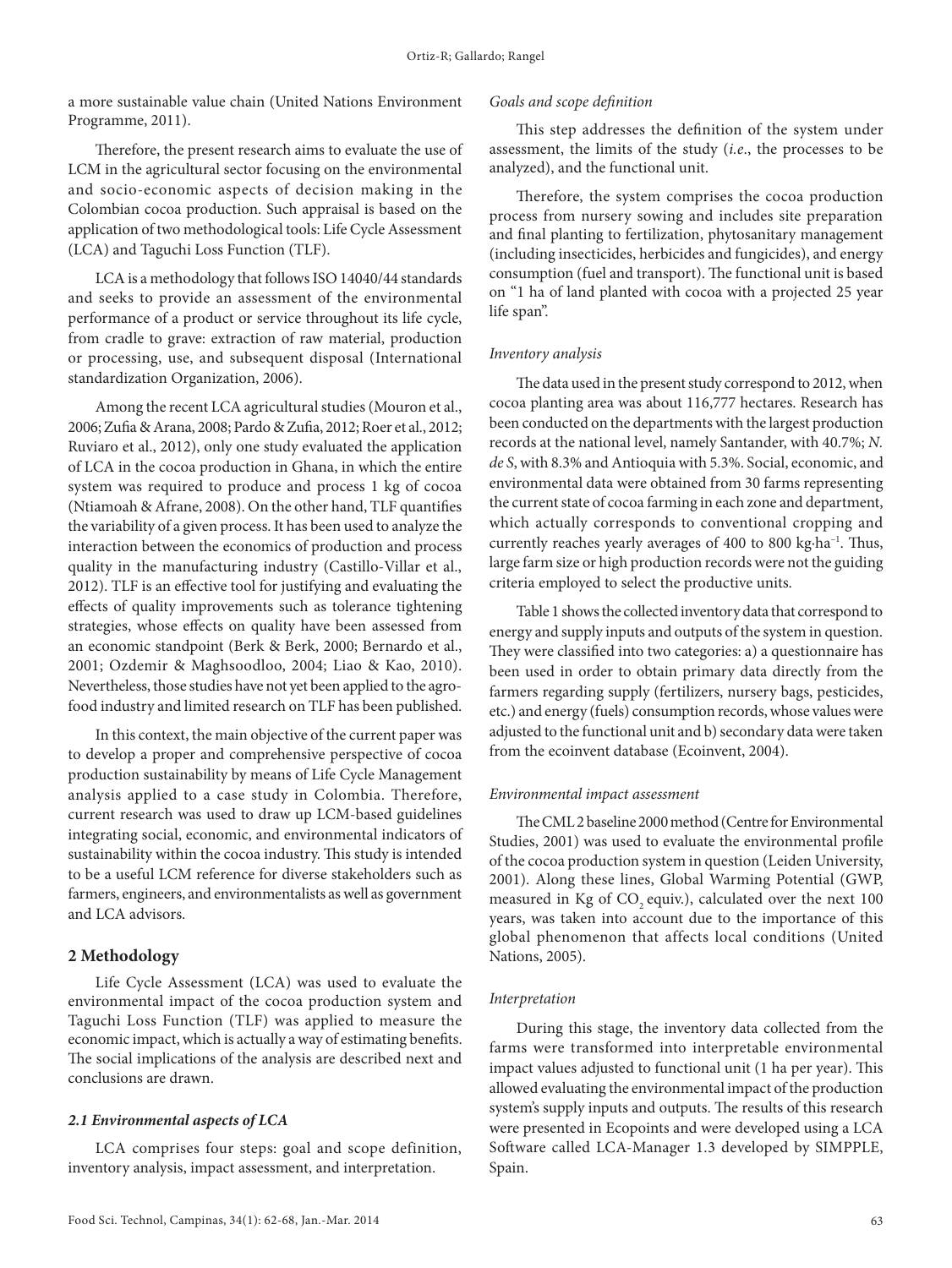a more sustainable value chain (United Nations Environment Programme, 2011).

Therefore, the present research aims to evaluate the use of LCM in the agricultural sector focusing on the environmental and socio-economic aspects of decision making in the Colombian cocoa production. Such appraisal is based on the application of two methodological tools: Life Cycle Assessment (LCA) and Taguchi Loss Function (TLF).

LCA is a methodology that follows ISO 14040/44 standards and seeks to provide an assessment of the environmental performance of a product or service throughout its life cycle, from cradle to grave: extraction of raw material, production or processing, use, and subsequent disposal (International standardization Organization, 2006).

Among the recent LCA agricultural studies (Mouron et al., 2006; Zufia & Arana, 2008; Pardo & Zufia, 2012; Roer et al., 2012; Ruviaro et al., 2012), only one study evaluated the application of LCA in the cocoa production in Ghana, in which the entire system was required to produce and process 1 kg of cocoa (Ntiamoah & Afrane, 2008). On the other hand, TLF quantifies the variability of a given process. It has been used to analyze the interaction between the economics of production and process quality in the manufacturing industry (Castillo-Villar et al., 2012). TLF is an effective tool for justifying and evaluating the effects of quality improvements such as tolerance tightening strategies, whose effects on quality have been assessed from an economic standpoint (Berk & Berk, 2000; Bernardo et al., 2001; Ozdemir & Maghsoodloo, 2004; Liao & Kao, 2010). Nevertheless, those studies have not yet been applied to the agro-food industry and limited research on TLF has been published.

In this context, the main objective of the current paper was to develop a proper and comprehensive perspective of cocoa production sustainability by means of Life Cycle Management analysis applied to a case study in Colombia. Therefore, current research was used to draw up LCM-based guidelines integrating social, economic, and environmental indicators of sustainability within the cocoa industry. This study is intended to be a useful LCM reference for diverse stakeholders such as farmers, engineers, and environmentalists as well as government and LCA advisors.

## 2 Methodology

Life Cycle Assessment (LCA) was used to evaluate the environmental impact of the cocoa production system and Taguchi Loss Function (TLF) was applied to measure the economic impact, which is actually a way of estimating benefits. The social implications of the analysis are described next and conclusions are drawn.

### *2.1 Environmental aspects of LCA*

LCA comprises four steps: goal and scope definition, inventory analysis, impact assessment, and interpretation.

*Goals and scope definition*

This step addresses the definition of the system under assessment, the limits of the study (*i.e.*, the processes to be analyzed), and the functional unit.

Therefore, the system comprises the cocoa production process from nursery sowing and includes site preparation and final planting to fertilization, phytosanitary management (including insecticides, herbicides and fungicides), and energy consumption (fuel and transport). The functional unit is based on "1 ha of land planted with cocoa with a projected 25 year life span".

*Inventory analysis*

The data used in the present study correspond to 2012, when cocoa planting area was about 116,777 hectares. Research has been conducted on the departments with the largest production records at the national level, namely Santander, with 40.7%; *N. de S*, with 8.3% and Antioquia with 5.3%. Social, economic, and environmental data were obtained from 30 farms representing the current state of cocoa farming in each zone and department, which actually corresponds to conventional cropping and currently reaches yearly averages of 400 to 800 kg·ha$^{-1}$. Thus, large farm size or high production records were not the guiding criteria employed to select the productive units.

Table 1 shows the collected inventory data that correspond to energy and supply inputs and outputs of the system in question. They were classified into two categories: a) a questionnaire has been used in order to obtain primary data directly from the farmers regarding supply (fertilizers, nursery bags, pesticides, etc.) and energy (fuels) consumption records, whose values were adjusted to the functional unit and b) secondary data were taken from the ecoinvent database (Ecoinvent, 2004).

*Environmental impact assessment*

The CML 2 baseline 2000 method (Centre for Environmental Studies, 2001) was used to evaluate the environmental profile of the cocoa production system in question (Leiden University, 2001). Along these lines, Global Warming Potential (GWP, measured in Kg of $CO_2$ equiv.), calculated over the next 100 years, was taken into account due to the importance of this global phenomenon that affects local conditions (United Nations, 2005).

*Interpretation*

During this stage, the inventory data collected from the farms were transformed into interpretable environmental impact values adjusted to functional unit (1 ha per year). This allowed evaluating the environmental impact of the production system's supply inputs and outputs. The results of this research were presented in Ecopoints and were developed using a LCA Software called LCA-Manager 1.3 developed by SIMPPLE, Spain.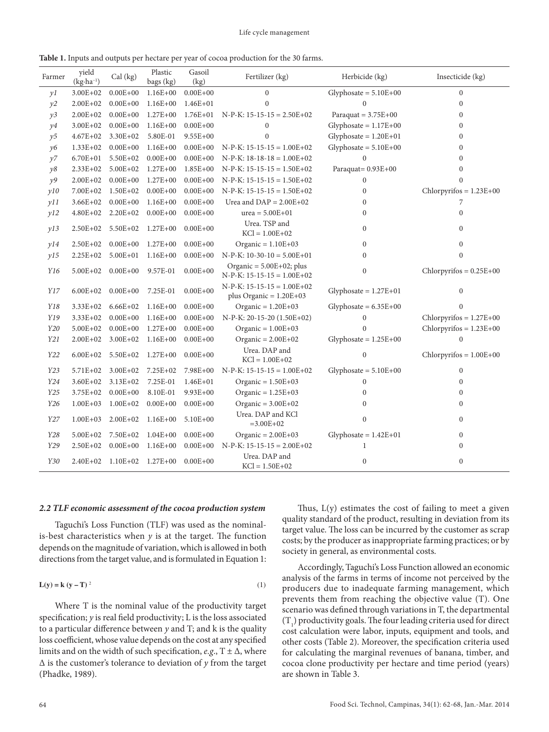**Table 1.** Inputs and outputs per hectare per year of cocoa production for the 30 farms.

| Farmer | yield ($kg \cdot ha^{-1}$) | Cal (kg) | Plastic bags (kg) | Gasoil (kg) | Fertilizer (kg) | Herbicide (kg) | Insecticide (kg) |
|---|---|---|---|---|---|---|---|
| *y1* | 3.00E+02 | 0.00E+00 | 1.16E+00 | 0.00E+00 | 0 | Glyphosate = 5.10E+00 | 0 |
| *y2* | 2.00E+02 | 0.00E+00 | 1.16E+00 | 1.46E+01 | 0 | 0 | 0 |
| *y3* | 2.00E+02 | 0.00E+00 | 1.27E+00 | 1.76E+01 | N-P-K: 15-15-15 = 2.50E+02 | Paraquat = 3.75E+00 | 0 |
| *y4* | 3.00E+02 | 0.00E+00 | 1.16E+00 | 0.00E+00 | 0 | Glyphosate = 1.17E+00 | 0 |
| *y5* | 4.67E+02 | 3.30E+02 | 5.80E-01 | 9.55E+00 | 0 | Glyphosate = 1.20E+01 | 0 |
| *y6* | 1.33E+02 | 0.00E+00 | 1.16E+00 | 0.00E+00 | N-P-K: 15-15-15 = 1.00E+02 | Glyphosate = 5.10E+00 | 0 |
| *y7* | 6.70E+01 | 5.50E+02 | 0.00E+00 | 0.00E+00 | N-P-K: 18-18-18 = 1.00E+02 | 0 | 0 |
| *y8* | 2.33E+02 | 5.00E+02 | 1.27E+00 | 1.85E+00 | N-P-K: 15-15-15 = 1.50E+02 | Paraquat= 0.93E+00 | 0 |
| *y9* | 2.00E+02 | 0.00E+00 | 1.27E+00 | 0.00E+00 | N-P-K: 15-15-15 = 1.50E+02 | 0 | 0 |
| *y10* | 7.00E+02 | 1.50E+02 | 0.00E+00 | 0.00E+00 | N-P-K: 15-15-15 = 1.50E+02 | 0 | Chlorpyrifos = 1.23E+00 |
| *y11* | 3.66E+02 | 0.00E+00 | 1.16E+00 | 0.00E+00 | Urea and DAP = 2.00E+02 | 0 | 7 |
| *y12* | 4.80E+02 | 2.20E+02 | 0.00E+00 | 0.00E+00 | urea = 5.00E+01 | 0 | 0 |
| *y13* | 2.50E+02 | 5.50E+02 | 1.27E+00 | 0.00E+00 | Urea. TSP and KCl = 1.00E+02 | 0 | 0 |
| *y14* | 2.50E+02 | 0.00E+00 | 1.27E+00 | 0.00E+00 | Organic = 1.10E+03 | 0 | 0 |
| *y15* | 2.25E+02 | 5.00E+01 | 1.16E+00 | 0.00E+00 | N-P-K: 10-30-10 = 5.00E+01 | 0 | 0 |
| *Y16* | 5.00E+02 | 0.00E+00 | 9.57E-01 | 0.00E+00 | Organic = 5.00E+02; plus N-P-K: 15-15-15 = 1.00E+02 | 0 | Chlorpyrifos = 0.25E+00 |
| *Y17* | 6.00E+02 | 0.00E+00 | 7.25E-01 | 0.00E+00 | N-P-K: 15-15-15 = 1.00E+02 plus Organic = 1.20E+03 | Glyphosate = 1.27E+01 | 0 |
| *Y18* | 3.33E+02 | 6.66E+02 | 1.16E+00 | 0.00E+00 | Organic = 1.20E+03 | Glyphosate = 6.35E+00 | 0 |
| *Y19* | 3.33E+02 | 0.00E+00 | 1.16E+00 | 0.00E+00 | N-P-K: 20-15-20 (1.50E+02) | 0 | Chlorpyrifos = 1.27E+00 |
| *Y20* | 5.00E+02 | 0.00E+00 | 1.27E+00 | 0.00E+00 | Organic = 1.00E+03 | 0 | Chlorpyrifos = 1.23E+00 |
| *Y21* | 2.00E+02 | 3.00E+02 | 1.16E+00 | 0.00E+00 | Organic = 2.00E+02 | Glyphosate = 1.25E+00 | 0 |
| *Y22* | 6.00E+02 | 5.50E+02 | 1.27E+00 | 0.00E+00 | Urea. DAP and KCl = 1.00E+02 | 0 | Chlorpyrifos = 1.00E+00 |
| *Y23* | 5.71E+02 | 3.00E+02 | 7.25E+02 | 7.98E+00 | N-P-K: 15-15-15 = 1.00E+02 | Glyphosate = 5.10E+00 | 0 |
| *Y24* | 3.60E+02 | 3.13E+02 | 7.25E-01 | 1.46E+01 | Organic = 1.50E+03 | 0 | 0 |
| *Y25* | 3.75E+02 | 0.00E+00 | 8.10E-01 | 9.93E+00 | Organic = 1.25E+03 | 0 | 0 |
| *Y26* | 1.00E+03 | 1.00E+02 | 0.00E+00 | 0.00E+00 | Organic = 3.00E+02 | 0 | 0 |
| *Y27* | 1.00E+03 | 2.00E+02 | 1.16E+00 | 5.10E+00 | Urea. DAP and KCl =3.00E+02 | 0 | 0 |
| *Y28* | 5.00E+02 | 7.50E+02 | 1.04E+00 | 0.00E+00 | Organic = 2.00E+03 | Glyphosate = 1.42E+01 | 0 |
| *Y29* | 2.50E+02 | 0.00E+00 | 1.16E+00 | 0.00E+00 | N-P-K: 15-15-15 = 2.00E+02 | 1 | 0 |
| *Y30* | 2.40E+02 | 1.10E+02 | 1.27E+00 | 0.00E+00 | Urea. DAP and KCl = 1.50E+02 | 0 | 0 |

### *2.2 TLF economic assessment of the cocoa production system*

Taguchi's Loss Function (TLF) was used as the nominal-is-best characteristics when *y* is at the target. The function depends on the magnitude of variation, which is allowed in both directions from the target value, and is formulated in Equation 1:

$$\mathbf{L(y) = k\,(y - T)^{2}} \tag{1}$$

Where T is the nominal value of the productivity target specification; *y* is real field productivity; L is the loss associated to a particular difference between *y* and T; and k is the quality loss coefficient, whose value depends on the cost at any specified limits and on the width of such specification, *e.g.*, $T \pm \Delta$, where $\Delta$ is the customer's tolerance to deviation of *y* from the target (Phadke, 1989).

Thus, L(y) estimates the cost of failing to meet a given quality standard of the product, resulting in deviation from its target value. The loss can be incurred by the customer as scrap costs; by the producer as inappropriate farming practices; or by society in general, as environmental costs.

Accordingly, Taguchi's Loss Function allowed an economic analysis of the farms in terms of income not perceived by the producers due to inadequate farming management, which prevents them from reaching the objective value (T). One scenario was defined through variations in T, the departmental ($T_1$) productivity goals. The four leading criteria used for direct cost calculation were labor, inputs, equipment and tools, and other costs (Table 2). Moreover, the specification criteria used for calculating the marginal revenues of banana, timber, and cocoa clone productivity per hectare and time period (years) are shown in Table 3.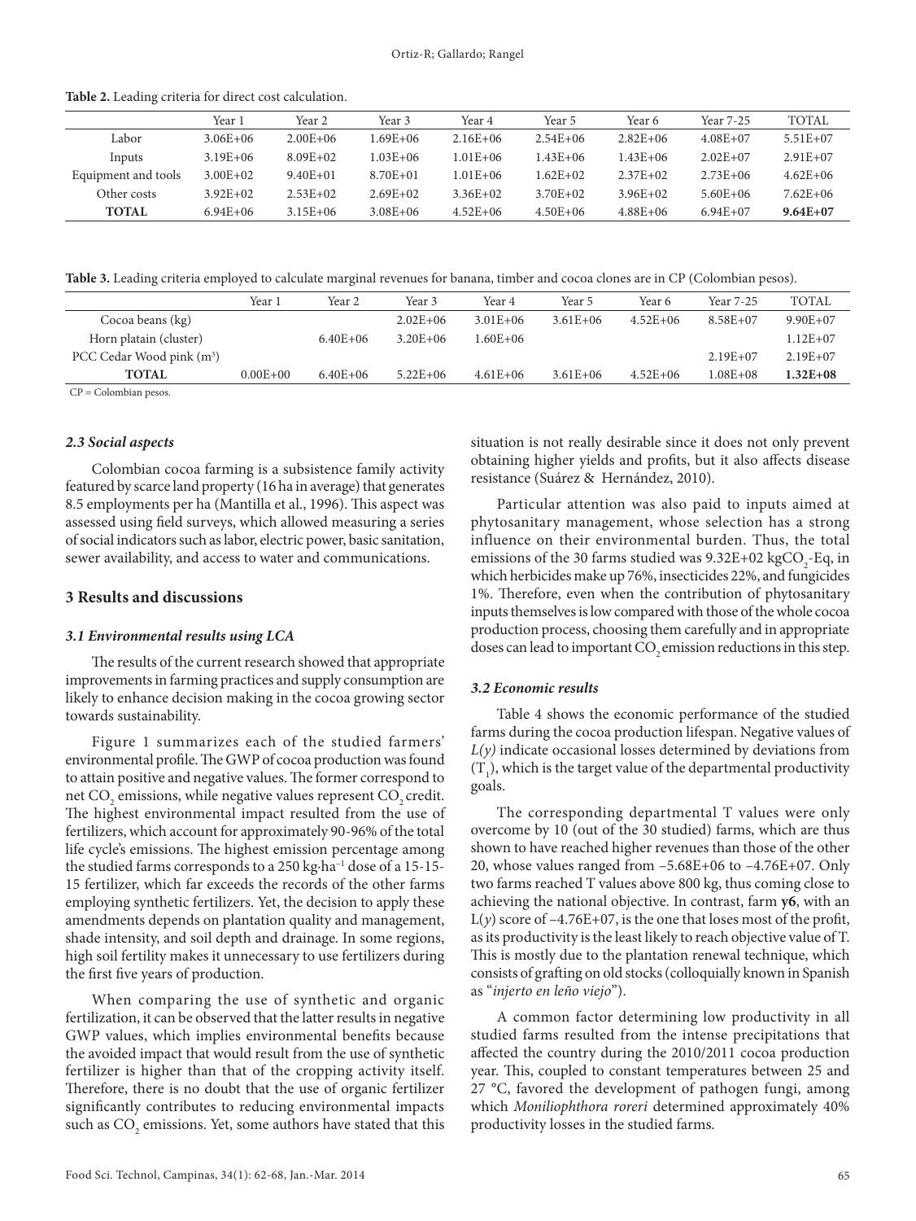**Table 2.** Leading criteria for direct cost calculation.

| | Year 1 | Year 2 | Year 3 | Year 4 | Year 5 | Year 6 | Year 7-25 | TOTAL |
|---|---|---|---|---|---|---|---|---|
| Labor | 3.06E+06 | 2.00E+06 | 1.69E+06 | 2.16E+06 | 2.54E+06 | 2.82E+06 | 4.08E+07 | 5.51E+07 |
| Inputs | 3.19E+06 | 8.09E+02 | 1.03E+06 | 1.01E+06 | 1.43E+06 | 1.43E+06 | 2.02E+07 | 2.91E+07 |
| Equipment and tools | 3.00E+02 | 9.40E+01 | 8.70E+01 | 1.01E+06 | 1.62E+02 | 2.37E+02 | 2.73E+06 | 4.62E+06 |
| Other costs | 3.92E+02 | 2.53E+02 | 2.69E+02 | 3.36E+02 | 3.70E+02 | 3.96E+02 | 5.60E+06 | 7.62E+06 |
| **TOTAL** | 6.94E+06 | 3.15E+06 | 3.08E+06 | 4.52E+06 | 4.50E+06 | 4.88E+06 | 6.94E+07 | **9.64E+07** |

**Table 3.** Leading criteria employed to calculate marginal revenues for banana, timber and cocoa clones are in CP (Colombian pesos).

| | Year 1 | Year 2 | Year 3 | Year 4 | Year 5 | Year 6 | Year 7-25 | TOTAL |
|---|---|---|---|---|---|---|---|---|
| Cocoa beans (kg) | | | 2.02E+06 | 3.01E+06 | 3.61E+06 | 4.52E+06 | 8.58E+07 | 9.90E+07 |
| Horn platain (cluster) | | 6.40E+06 | 3.20E+06 | 1.60E+06 | | | | 1.12E+07 |
| PCC Cedar Wood pink ($m^3$) | | | | | | | 2.19E+07 | 2.19E+07 |
| **TOTAL** | 0.00E+00 | 6.40E+06 | 5.22E+06 | 4.61E+06 | 3.61E+06 | 4.52E+06 | 1.08E+08 | **1.32E+08** |

CP = Colombian pesos.

### *2.3 Social aspects*

Colombian cocoa farming is a subsistence family activity featured by scarce land property (16 ha in average) that generates 8.5 employments per ha (Mantilla et al., 1996). This aspect was assessed using field surveys, which allowed measuring a series of social indicators such as labor, electric power, basic sanitation, sewer availability, and access to water and communications.

## 3 Results and discussions

### *3.1 Environmental results using LCA*

The results of the current research showed that appropriate improvements in farming practices and supply consumption are likely to enhance decision making in the cocoa growing sector towards sustainability.

Figure 1 summarizes each of the studied farmers' environmental profile. The GWP of cocoa production was found to attain positive and negative values. The former correspond to net $CO_2$ emissions, while negative values represent $CO_2$ credit. The highest environmental impact resulted from the use of fertilizers, which account for approximately 90-96% of the total life cycle's emissions. The highest emission percentage among the studied farms corresponds to a 250 kg·ha$^{-1}$ dose of a 15-15-15 fertilizer, which far exceeds the records of the other farms employing synthetic fertilizers. Yet, the decision to apply these amendments depends on plantation quality and management, shade intensity, and soil depth and drainage. In some regions, high soil fertility makes it unnecessary to use fertilizers during the first five years of production.

When comparing the use of synthetic and organic fertilization, it can be observed that the latter results in negative GWP values, which implies environmental benefits because the avoided impact that would result from the use of synthetic fertilizer is higher than that of the cropping activity itself. Therefore, there is no doubt that the use of organic fertilizer significantly contributes to reducing environmental impacts such as $CO_2$ emissions. Yet, some authors have stated that this situation is not really desirable since it does not only prevent obtaining higher yields and profits, but it also affects disease resistance (Suárez & Hernández, 2010).

Particular attention was also paid to inputs aimed at phytosanitary management, whose selection has a strong influence on their environmental burden. Thus, the total emissions of the 30 farms studied was 9.32E+02 kg$CO_2$-Eq, in which herbicides make up 76%, insecticides 22%, and fungicides 1%. Therefore, even when the contribution of phytosanitary inputs themselves is low compared with those of the whole cocoa production process, choosing them carefully and in appropriate doses can lead to important $CO_2$ emission reductions in this step.

### *3.2 Economic results*

Table 4 shows the economic performance of the studied farms during the cocoa production lifespan. Negative values of $L(y)$ indicate occasional losses determined by deviations from ($T_1$), which is the target value of the departmental productivity goals.

The corresponding departmental T values were only overcome by 10 (out of the 30 studied) farms, which are thus shown to have reached higher revenues than those of the other 20, whose values ranged from –5.68E+06 to –4.76E+07. Only two farms reached T values above 800 kg, thus coming close to achieving the national objective. In contrast, farm **y6**, with an $L(y)$ score of –4.76E+07, is the one that loses most of the profit, as its productivity is the least likely to reach objective value of T. This is mostly due to the plantation renewal technique, which consists of grafting on old stocks (colloquially known in Spanish as "*injerto en leño viejo*").

A common factor determining low productivity in all studied farms resulted from the intense precipitations that affected the country during the 2010/2011 cocoa production year. This, coupled to constant temperatures between 25 and 27 °C, favored the development of pathogen fungi, among which *Moniliophthora roreri* determined approximately 40% productivity losses in the studied farms.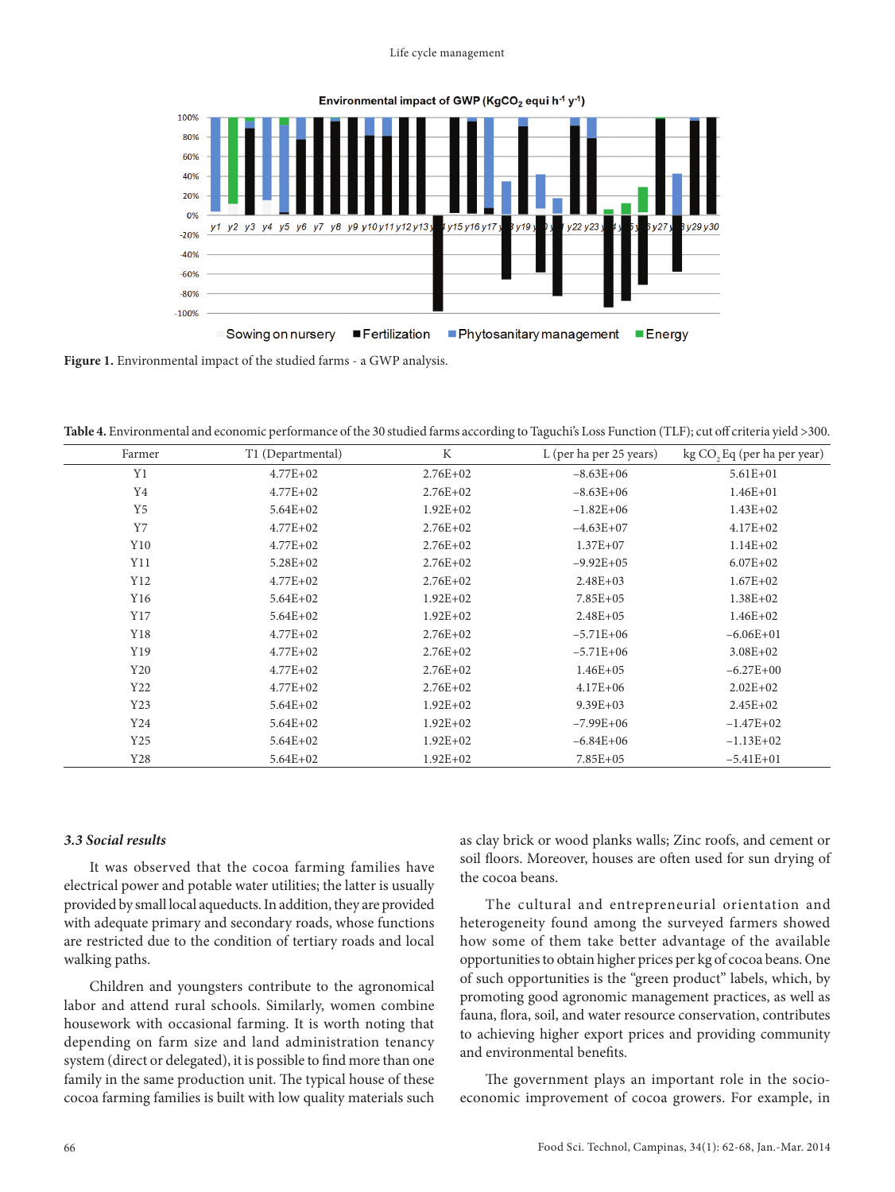Figure 1. Environmental impact of the studied farms - a GWP analysis.

**Table 4.** Environmental and economic performance of the 30 studied farms according to Taguchi's Loss Function (TLF); cut off criteria yield >300.

| Farmer | T1 (Departmental) | K | L (per ha per 25 years) | kg $CO_2$ Eq (per ha per year) |
|---|---|---|---|---|
| Y1 | 4.77E+02 | 2.76E+02 | −8.63E+06 | 5.61E+01 |
| Y4 | 4.77E+02 | 2.76E+02 | −8.63E+06 | 1.46E+01 |
| Y5 | 5.64E+02 | 1.92E+02 | −1.82E+06 | 1.43E+02 |
| Y7 | 4.77E+02 | 2.76E+02 | −4.63E+07 | 4.17E+02 |
| Y10 | 4.77E+02 | 2.76E+02 | 1.37E+07 | 1.14E+02 |
| Y11 | 5.28E+02 | 2.76E+02 | −9.92E+05 | 6.07E+02 |
| Y12 | 4.77E+02 | 2.76E+02 | 2.48E+03 | 1.67E+02 |
| Y16 | 5.64E+02 | 1.92E+02 | 7.85E+05 | 1.38E+02 |
| Y17 | 5.64E+02 | 1.92E+02 | 2.48E+05 | 1.46E+02 |
| Y18 | 4.77E+02 | 2.76E+02 | −5.71E+06 | −6.06E+01 |
| Y19 | 4.77E+02 | 2.76E+02 | −5.71E+06 | 3.08E+02 |
| Y20 | 4.77E+02 | 2.76E+02 | 1.46E+05 | −6.27E+00 |
| Y22 | 4.77E+02 | 2.76E+02 | 4.17E+06 | 2.02E+02 |
| Y23 | 5.64E+02 | 1.92E+02 | 9.39E+03 | 2.45E+02 |
| Y24 | 5.64E+02 | 1.92E+02 | −7.99E+06 | −1.47E+02 |
| Y25 | 5.64E+02 | 1.92E+02 | −6.84E+06 | −1.13E+02 |
| Y28 | 5.64E+02 | 1.92E+02 | 7.85E+05 | −5.41E+01 |

### *3.3 Social results*

It was observed that the cocoa farming families have electrical power and potable water utilities; the latter is usually provided by small local aqueducts. In addition, they are provided with adequate primary and secondary roads, whose functions are restricted due to the condition of tertiary roads and local walking paths.

Children and youngsters contribute to the agronomical labor and attend rural schools. Similarly, women combine housework with occasional farming. It is worth noting that depending on farm size and land administration tenancy system (direct or delegated), it is possible to find more than one family in the same production unit. The typical house of these cocoa farming families is built with low quality materials such as clay brick or wood planks walls; Zinc roofs, and cement or soil floors. Moreover, houses are often used for sun drying of the cocoa beans.

The cultural and entrepreneurial orientation and heterogeneity found among the surveyed farmers showed how some of them take better advantage of the available opportunities to obtain higher prices per kg of cocoa beans. One of such opportunities is the "green product" labels, which, by promoting good agronomic management practices, as well as fauna, flora, soil, and water resource conservation, contributes to achieving higher export prices and providing community and environmental benefits.

The government plays an important role in the socio-economic improvement of cocoa growers. For example, in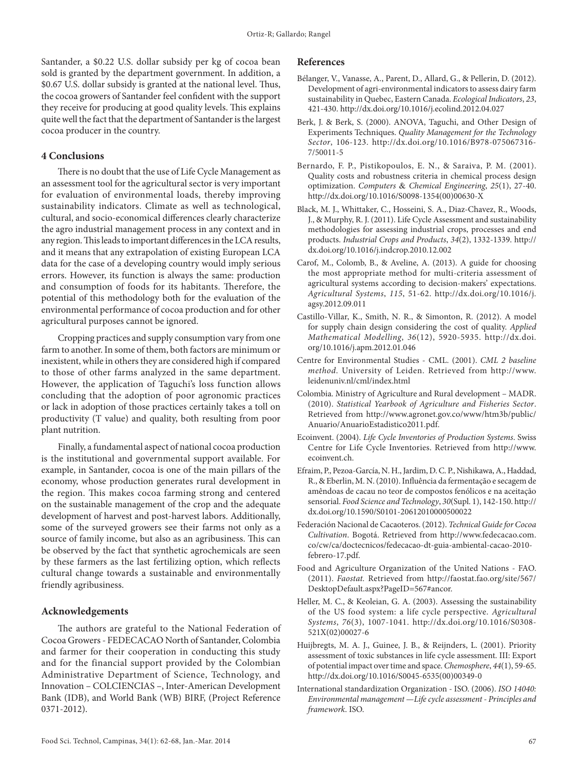Santander, a $0.22 U.S. dollar subsidy per kg of cocoa bean sold is granted by the department government. In addition, a $0.67 U.S. dollar subsidy is granted at the national level. Thus, the cocoa growers of Santander feel confident with the support they receive for producing at good quality levels. This explains quite well the fact that the department of Santander is the largest cocoa producer in the country.

## 4 Conclusions

There is no doubt that the use of Life Cycle Management as an assessment tool for the agricultural sector is very important for evaluation of environmental loads, thereby improving sustainability indicators. Climate as well as technological, cultural, and socio-economical differences clearly characterize the agro industrial management process in any context and in any region. This leads to important differences in the LCA results, and it means that any extrapolation of existing European LCA data for the case of a developing country would imply serious errors. However, its function is always the same: production and consumption of foods for its habitants. Therefore, the potential of this methodology both for the evaluation of the environmental performance of cocoa production and for other agricultural purposes cannot be ignored.

Cropping practices and supply consumption vary from one farm to another. In some of them, both factors are minimum or inexistent, while in others they are considered high if compared to those of other farms analyzed in the same department. However, the application of Taguchi's loss function allows concluding that the adoption of poor agronomic practices or lack in adoption of those practices certainly takes a toll on productivity (T value) and quality, both resulting from poor plant nutrition.

Finally, a fundamental aspect of national cocoa production is the institutional and governmental support available. For example, in Santander, cocoa is one of the main pillars of the economy, whose production generates rural development in the region. This makes cocoa farming strong and centered on the sustainable management of the crop and the adequate development of harvest and post-harvest labors. Additionally, some of the surveyed growers see their farms not only as a source of family income, but also as an agribusiness. This can be observed by the fact that synthetic agrochemicals are seen by these farmers as the last fertilizing option, which reflects cultural change towards a sustainable and environmentally friendly agribusiness.

## Acknowledgements

The authors are grateful to the National Federation of Cocoa Growers - FEDECACAO North of Santander, Colombia and farmer for their cooperation in conducting this study and for the financial support provided by the Colombian Administrative Department of Science, Technology, and Innovation – COLCIENCIAS –, Inter-American Development Bank (IDB), and World Bank (WB) BIRF, (Project Reference 0371-2012).

## References

Bélanger, V., Vanasse, A., Parent, D., Allard, G., & Pellerin, D. (2012). Development of agri-environmental indicators to assess dairy farm sustainability in Quebec, Eastern Canada. *Ecological Indicators*, *23*, 421-430. http://dx.doi.org/10.1016/j.ecolind.2012.04.027

Berk, J. & Berk, S. (2000). ANOVA, Taguchi, and Other Design of Experiments Techniques. *Quality Management for the Technology Sector*, 106-123. http://dx.doi.org/10.1016/B978-075067316-7/50011-5

Bernardo, F. P., Pistikopoulos, E. N., & Saraiva, P. M. (2001). Quality costs and robustness criteria in chemical process design optimization. *Computers & Chemical Engineering*, *25*(1), 27-40. http://dx.doi.org/10.1016/S0098-1354(00)00630-X

Black, M. J., Whittaker, C., Hosseini, S. A., Diaz-Chavez, R., Woods, J., & Murphy, R. J. (2011). Life Cycle Assessment and sustainability methodologies for assessing industrial crops, processes and end products. *Industrial Crops and Products*, *34*(2), 1332-1339. http://dx.doi.org/10.1016/j.indcrop.2010.12.002

Carof, M., Colomb, B., & Aveline, A. (2013). A guide for choosing the most appropriate method for multi-criteria assessment of agricultural systems according to decision-makers' expectations. *Agricultural Systems*, *115*, 51-62. http://dx.doi.org/10.1016/j.agsy.2012.09.011

Castillo-Villar, K., Smith, N. R., & Simonton, R. (2012). A model for supply chain design considering the cost of quality. *Applied Mathematical Modelling*, *36*(12), 5920-5935. http://dx.doi.org/10.1016/j.apm.2012.01.046

Centre for Environmental Studies - CML. (2001). *CML 2 baseline method*. University of Leiden. Retrieved from http://www.leidenuniv.nl/cml/index.html

Colombia. Ministry of Agriculture and Rural development – MADR. (2010). *Statistical Yearbook of Agriculture and Fisheries Sector*. Retrieved from http://www.agronet.gov.co/www/htm3b/public/Anuario/AnuarioEstadistico2011.pdf.

Ecoinvent. (2004). *Life Cycle Inventories of Production Systems*. Swiss Centre for Life Cycle Inventories. Retrieved from http://www.ecoinvent.ch.

Efraim, P., Pezoa-García, N. H., Jardim, D. C. P., Nishikawa, A., Haddad, R., & Eberlin, M. N. (2010). Influência da fermentação e secagem de amêndoas de cacau no teor de compostos fenólicos e na aceitação sensorial. *Food Science and Technology*, *30*(Supl. 1), 142-150. http://dx.doi.org/10.1590/S0101-20612010000500022

Federación Nacional de Cacaoteros. (2012). *Technical Guide for Cocoa Cultivation*. Bogotá. Retrieved from http://www.fedecacao.com.co/cw/ca/doctecnicos/fedecacao-dt-guia-ambiental-cacao-2010-febrero-17.pdf.

Food and Agriculture Organization of the United Nations - FAO. (2011). *Faostat*. Retrieved from http://faostat.fao.org/site/567/DesktopDefault.aspx?PageID=567#ancor.

Heller, M. C., & Keoleian, G. A. (2003). Assessing the sustainability of the US food system: a life cycle perspective. *Agricultural Systems*, *76*(3), 1007-1041. http://dx.doi.org/10.1016/S0308-521X(02)00027-6

Huijbregts, M. A. J., Guinee, J. B., & Reijnders, L. (2001). Priority assessment of toxic substances in life cycle assessment. III: Export of potential impact over time and space. *Chemosphere*, *44*(1), 59-65. http://dx.doi.org/10.1016/S0045-6535(00)00349-0

International standardization Organization - ISO. (2006). *ISO 14040: Environmental management —Life cycle assessment - Principles and framework*. ISO.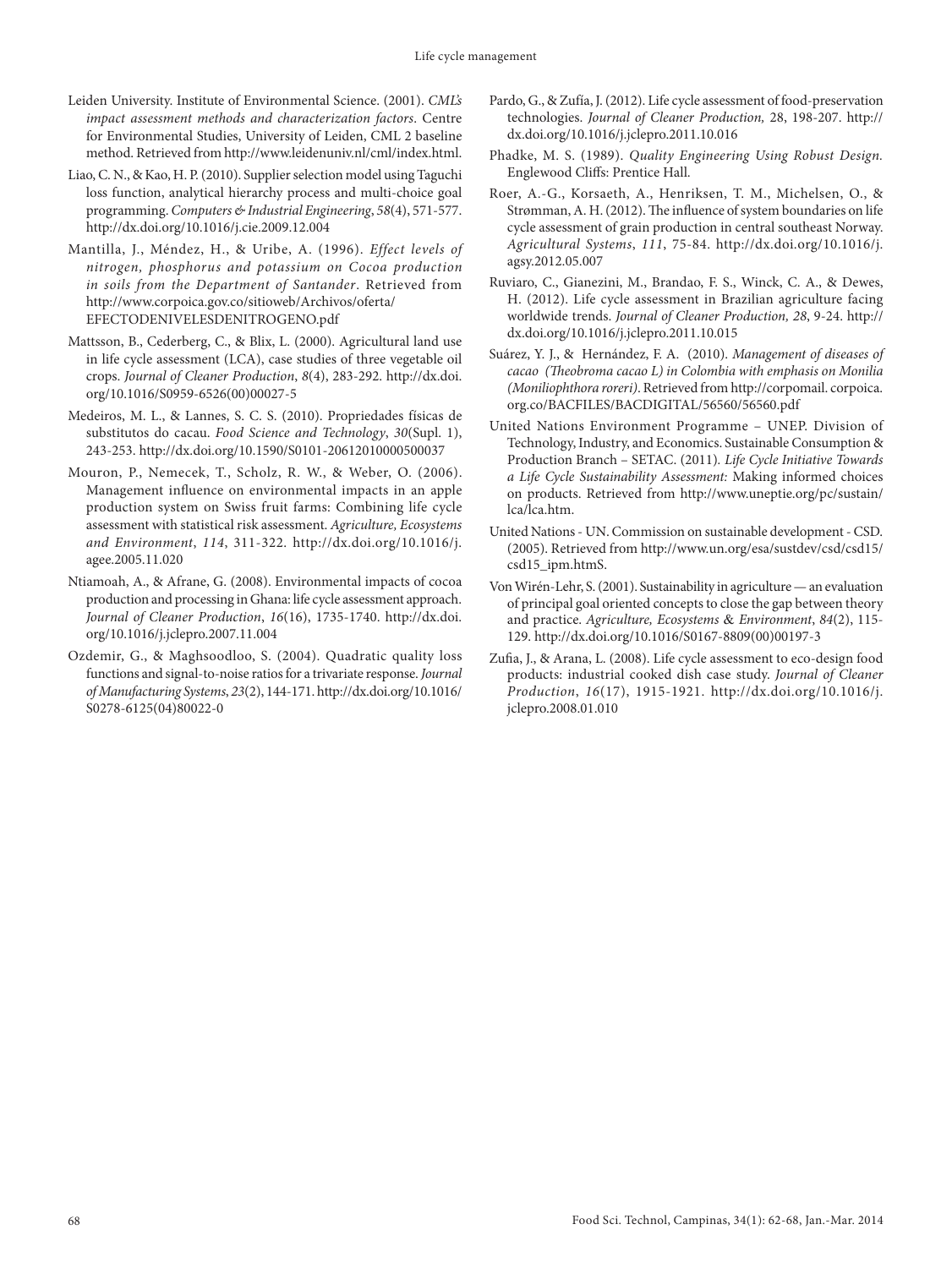Leiden University. Institute of Environmental Science. (2001). *CML's impact assessment methods and characterization factors*. Centre for Environmental Studies, University of Leiden, CML 2 baseline method. Retrieved from http://www.leidenuniv.nl/cml/index.html.

Liao, C. N., & Kao, H. P. (2010). Supplier selection model using Taguchi loss function, analytical hierarchy process and multi-choice goal programming. *Computers & Industrial Engineering*, *58*(4), 571-577. http://dx.doi.org/10.1016/j.cie.2009.12.004

Mantilla, J., Méndez, H., & Uribe, A. (1996). *Effect levels of nitrogen, phosphorus and potassium on Cocoa production in soils from the Department of Santander*. Retrieved from http://www.corpoica.gov.co/sitioweb/Archivos/oferta/EFECTODENIVELESDENITROGENO.pdf

Mattsson, B., Cederberg, C., & Blix, L. (2000). Agricultural land use in life cycle assessment (LCA), case studies of three vegetable oil crops. *Journal of Cleaner Production*, *8*(4), 283-292. http://dx.doi.org/10.1016/S0959-6526(00)00027-5

Medeiros, M. L., & Lannes, S. C. S. (2010). Propriedades físicas de substitutos do cacau. *Food Science and Technology*, *30*(Supl. 1), 243-253. http://dx.doi.org/10.1590/S0101-20612010000500037

Mouron, P., Nemecek, T., Scholz, R. W., & Weber, O. (2006). Management influence on environmental impacts in an apple production system on Swiss fruit farms: Combining life cycle assessment with statistical risk assessment. *Agriculture, Ecosystems and Environment*, *114*, 311-322. http://dx.doi.org/10.1016/j.agee.2005.11.020

Ntiamoah, A., & Afrane, G. (2008). Environmental impacts of cocoa production and processing in Ghana: life cycle assessment approach. *Journal of Cleaner Production*, *16*(16), 1735-1740. http://dx.doi.org/10.1016/j.jclepro.2007.11.004

Ozdemir, G., & Maghsoodloo, S. (2004). Quadratic quality loss functions and signal-to-noise ratios for a trivariate response. *Journal of Manufacturing Systems*, *23*(2), 144-171. http://dx.doi.org/10.1016/S0278-6125(04)80022-0

Pardo, G., & Zufía, J. (2012). Life cycle assessment of food-preservation technologies. *Journal of Cleaner Production,* 28, 198-207. http://dx.doi.org/10.1016/j.jclepro.2011.10.016

Phadke, M. S. (1989). *Quality Engineering Using Robust Design*. Englewood Cliffs: Prentice Hall.

Roer, A.-G., Korsaeth, A., Henriksen, T. M., Michelsen, O., & Strømman, A. H. (2012). The influence of system boundaries on life cycle assessment of grain production in central southeast Norway. *Agricultural Systems*, *111*, 75-84. http://dx.doi.org/10.1016/j.agsy.2012.05.007

Ruviaro, C., Gianezini, M., Brandao, F. S., Winck, C. A., & Dewes, H. (2012). Life cycle assessment in Brazilian agriculture facing worldwide trends. *Journal of Cleaner Production, 28*, 9-24. http://dx.doi.org/10.1016/j.jclepro.2011.10.015

Suárez, Y. J., & Hernández, F. A. (2010). *Management of diseases of cacao (Theobroma cacao L) in Colombia with emphasis on Monilia (Moniliophthora roreri)*. Retrieved from http://corpomail.corpoica.org.co/BACFILES/BACDIGITAL/56560/56560.pdf

United Nations Environment Programme – UNEP. Division of Technology, Industry, and Economics. Sustainable Consumption & Production Branch – SETAC. (2011). *Life Cycle Initiative Towards a Life Cycle Sustainability Assessment:* Making informed choices on products. Retrieved from http://www.uneptie.org/pc/sustain/lca/lca.htm.

United Nations - UN. Commission on sustainable development - CSD. (2005). Retrieved from http://www.un.org/esa/sustdev/csd/csd15/csd15_ipm.htmS.

Von Wirén-Lehr, S. (2001). Sustainability in agriculture — an evaluation of principal goal oriented concepts to close the gap between theory and practice. *Agriculture, Ecosystems & Environment*, *84*(2), 115-129. http://dx.doi.org/10.1016/S0167-8809(00)00197-3

Zufia, J., & Arana, L. (2008). Life cycle assessment to eco-design food products: industrial cooked dish case study. *Journal of Cleaner Production*, *16*(17), 1915-1921. http://dx.doi.org/10.1016/j.jclepro.2008.01.010